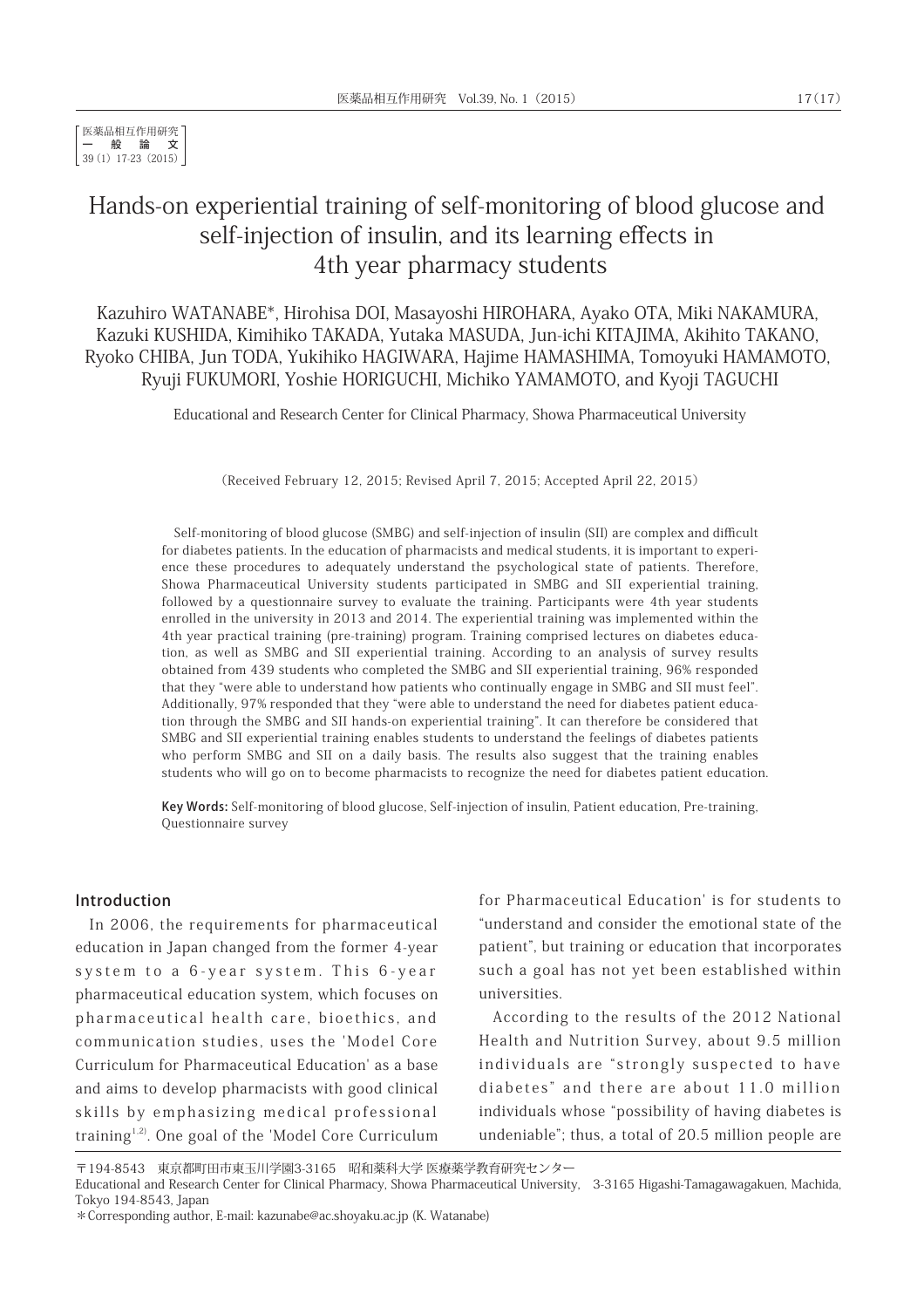医薬品相互作用研究
一 般 論 文
39(1) 17-23 (2015)

# Hands-on experiential training of self-monitoring of blood glucose and self-injection of insulin, and its learning effects in 4th year pharmacy students

Kazuhiro WATANABE*, Hirohisa DOI, Masayoshi HIROHARA, Ayako OTA, Miki NAKAMURA, Kazuki KUSHIDA, Kimihiko TAKADA, Yutaka MASUDA, Jun-ichi KITAJIMA, Akihito TAKANO, Ryoko CHIBA, Jun TODA, Yukihiko HAGIWARA, Hajime HAMASHIMA, Tomoyuki HAMAMOTO, Ryuji FUKUMORI, Yoshie HORIGUCHI, Michiko YAMAMOTO, and Kyoji TAGUCHI

Educational and Research Center for Clinical Pharmacy, Showa Pharmaceutical University

(Received February 12, 2015; Revised April 7, 2015; Accepted April 22, 2015)

Self-monitoring of blood glucose (SMBG) and self-injection of insulin (SII) are complex and difficult for diabetes patients. In the education of pharmacists and medical students, it is important to experience these procedures to adequately understand the psychological state of patients. Therefore, Showa Pharmaceutical University students participated in SMBG and SII experiential training, followed by a questionnaire survey to evaluate the training. Participants were 4th year students enrolled in the university in 2013 and 2014. The experiential training was implemented within the 4th year practical training (pre-training) program. Training comprised lectures on diabetes education, as well as SMBG and SII experiential training. According to an analysis of survey results obtained from 439 students who completed the SMBG and SII experiential training, 96% responded that they "were able to understand how patients who continually engage in SMBG and SII must feel". Additionally, 97% responded that they "were able to understand the need for diabetes patient education through the SMBG and SII hands-on experiential training". It can therefore be considered that SMBG and SII experiential training enables students to understand the feelings of diabetes patients who perform SMBG and SII on a daily basis. The results also suggest that the training enables students who will go on to become pharmacists to recognize the need for diabetes patient education.

**Key Words:** Self-monitoring of blood glucose, Self-injection of insulin, Patient education, Pre-training, Questionnaire survey

## Introduction

In 2006, the requirements for pharmaceutical education in Japan changed from the former 4-year system to a 6-year system. This 6-year pharmaceutical education system, which focuses on pharmaceutical health care, bioethics, and communication studies, uses the 'Model Core Curriculum for Pharmaceutical Education' as a base and aims to develop pharmacists with good clinical skills by emphasizing medical professional training[1,2]. One goal of the 'Model Core Curriculum for Pharmaceutical Education' is for students to "understand and consider the emotional state of the patient", but training or education that incorporates such a goal has not yet been established within universities.

According to the results of the 2012 National Health and Nutrition Survey, about 9.5 million individuals are "strongly suspected to have diabetes" and there are about 11.0 million individuals whose "possibility of having diabetes is undeniable"; thus, a total of 20.5 million people are

〒194-8543 東京都町田市東玉川学園3-3165 昭和薬科大学 医療薬学教育研究センター
Educational and Research Center for Clinical Pharmacy, Showa Pharmaceutical University, 3-3165 Higashi-Tamagawagakuen, Machida, Tokyo 194-8543, Japan
*Corresponding author, E-mail: kazunabe@ac.shoyaku.ac.jp (K. Watanabe)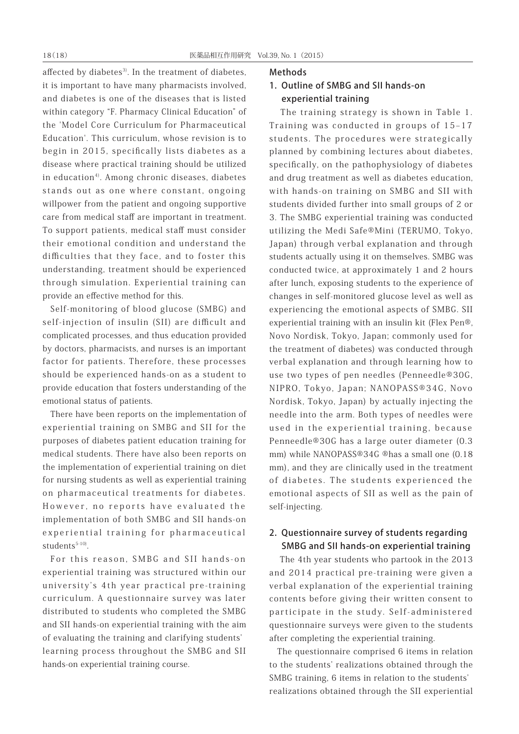affected by diabetes[3]. In the treatment of diabetes, it is important to have many pharmacists involved, and diabetes is one of the diseases that is listed within category "F. Pharmacy Clinical Education" of the 'Model Core Curriculum for Pharmaceutical Education'. This curriculum, whose revision is to begin in 2015, specifically lists diabetes as a disease where practical training should be utilized in education[4]. Among chronic diseases, diabetes stands out as one where constant, ongoing willpower from the patient and ongoing supportive care from medical staff are important in treatment. To support patients, medical staff must consider their emotional condition and understand the difficulties that they face, and to foster this understanding, treatment should be experienced through simulation. Experiential training can provide an effective method for this.

Self-monitoring of blood glucose (SMBG) and self-injection of insulin (SII) are difficult and complicated processes, and thus education provided by doctors, pharmacists, and nurses is an important factor for patients. Therefore, these processes should be experienced hands-on as a student to provide education that fosters understanding of the emotional status of patients.

There have been reports on the implementation of experiential training on SMBG and SII for the purposes of diabetes patient education training for medical students. There have also been reports on the implementation of experiential training on diet for nursing students as well as experiential training on pharmaceutical treatments for diabetes. However, no reports have evaluated the implementation of both SMBG and SII hands-on experiential training for pharmaceutical students[5-10].

For this reason, SMBG and SII hands-on experiential training was structured within our university's 4th year practical pre-training curriculum. A questionnaire survey was later distributed to students who completed the SMBG and SII hands-on experiential training with the aim of evaluating the training and clarifying students' learning process throughout the SMBG and SII hands-on experiential training course.

## Methods

### 1. Outline of SMBG and SII hands-on experiential training

The training strategy is shown in Table 1. Training was conducted in groups of 15–17 students. The procedures were strategically planned by combining lectures about diabetes, specifically, on the pathophysiology of diabetes and drug treatment as well as diabetes education, with hands-on training on SMBG and SII with students divided further into small groups of 2 or 3. The SMBG experiential training was conducted utilizing the Medi Safe®Mini (TERUMO, Tokyo, Japan) through verbal explanation and through students actually using it on themselves. SMBG was conducted twice, at approximately 1 and 2 hours after lunch, exposing students to the experience of changes in self-monitored glucose level as well as experiencing the emotional aspects of SMBG. SII experiential training with an insulin kit (Flex Pen®, Novo Nordisk, Tokyo, Japan; commonly used for the treatment of diabetes) was conducted through verbal explanation and through learning how to use two types of pen needles (Penneedle®30G, NIPRO, Tokyo, Japan; NANOPASS®34G, Novo Nordisk, Tokyo, Japan) by actually injecting the needle into the arm. Both types of needles were used in the experiential training, because Penneedle®30G has a large outer diameter (0.3 mm) while NANOPASS®34G ®has a small one (0.18 mm), and they are clinically used in the treatment of diabetes. The students experienced the emotional aspects of SII as well as the pain of self-injecting.

### 2. Questionnaire survey of students regarding SMBG and SII hands-on experiential training

The 4th year students who partook in the 2013 and 2014 practical pre-training were given a verbal explanation of the experiential training contents before giving their written consent to participate in the study. Self-administered questionnaire surveys were given to the students after completing the experiential training.

The questionnaire comprised 6 items in relation to the students' realizations obtained through the SMBG training, 6 items in relation to the students' realizations obtained through the SII experiential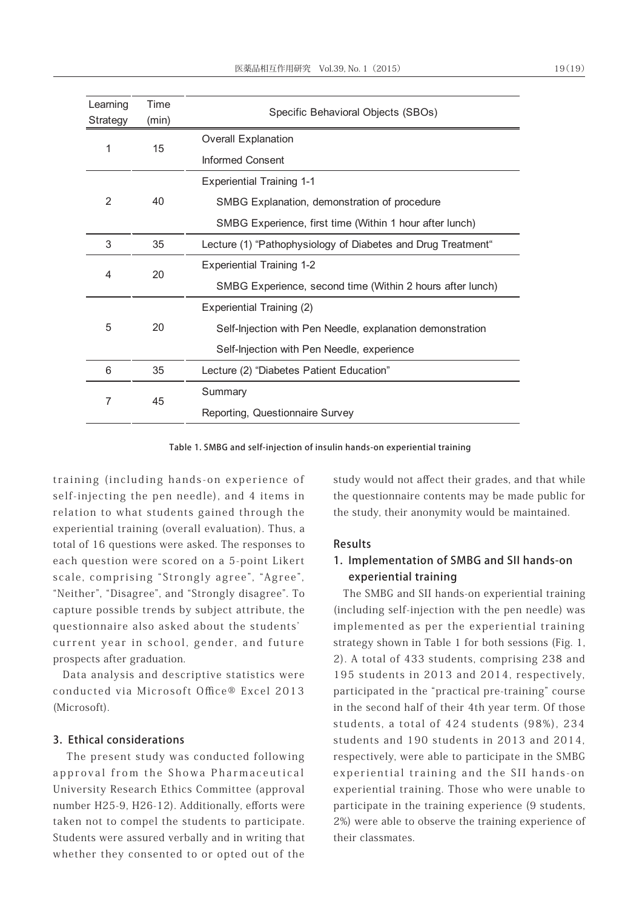| Learning Strategy | Time (min) | Specific Behavioral Objects (SBOs) |
|---|---|---|
| 1 | 15 | Overall Explanation |
| | | Informed Consent |
| 2 | 40 | Experiential Training 1-1 |
| | | SMBG Explanation, demonstration of procedure |
| | | SMBG Experience, first time (Within 1 hour after lunch) |
| 3 | 35 | Lecture (1) “Pathophysiology of Diabetes and Drug Treatment“ |
| 4 | 20 | Experiential Training 1-2 |
| | | SMBG Experience, second time (Within 2 hours after lunch) |
| 5 | 20 | Experiential Training (2) |
| | | Self-Injection with Pen Needle, explanation demonstration |
| | | Self-Injection with Pen Needle, experience |
| 6 | 35 | Lecture (2) “Diabetes Patient Education” |
| 7 | 45 | Summary |
| | | Reporting, Questionnaire Survey |

**Table 1. SMBG and self-injection of insulin hands-on experiential training**

training (including hands-on experience of self-injecting the pen needle), and 4 items in relation to what students gained through the experiential training (overall evaluation). Thus, a total of 16 questions were asked. The responses to each question were scored on a 5-point Likert scale, comprising “Strongly agree”, “Agree”, “Neither”, “Disagree”, and “Strongly disagree”. To capture possible trends by subject attribute, the questionnaire also asked about the students' current year in school, gender, and future prospects after graduation.

Data analysis and descriptive statistics were conducted via Microsoft Office® Excel 2013 (Microsoft).

### 3. Ethical considerations

The present study was conducted following approval from the Showa Pharmaceutical University Research Ethics Committee (approval number H25-9, H26-12). Additionally, efforts were taken not to compel the students to participate. Students were assured verbally and in writing that whether they consented to or opted out of the study would not affect their grades, and that while the questionnaire contents may be made public for the study, their anonymity would be maintained.

## Results

### 1. Implementation of SMBG and SII hands-on experiential training

The SMBG and SII hands-on experiential training (including self-injection with the pen needle) was implemented as per the experiential training strategy shown in Table 1 for both sessions (Fig. 1, 2). A total of 433 students, comprising 238 and 195 students in 2013 and 2014, respectively, participated in the “practical pre-training” course in the second half of their 4th year term. Of those students, a total of 424 students (98%), 234 students and 190 students in 2013 and 2014, respectively, were able to participate in the SMBG experiential training and the SII hands-on experiential training. Those who were unable to participate in the training experience (9 students, 2%) were able to observe the training experience of their classmates.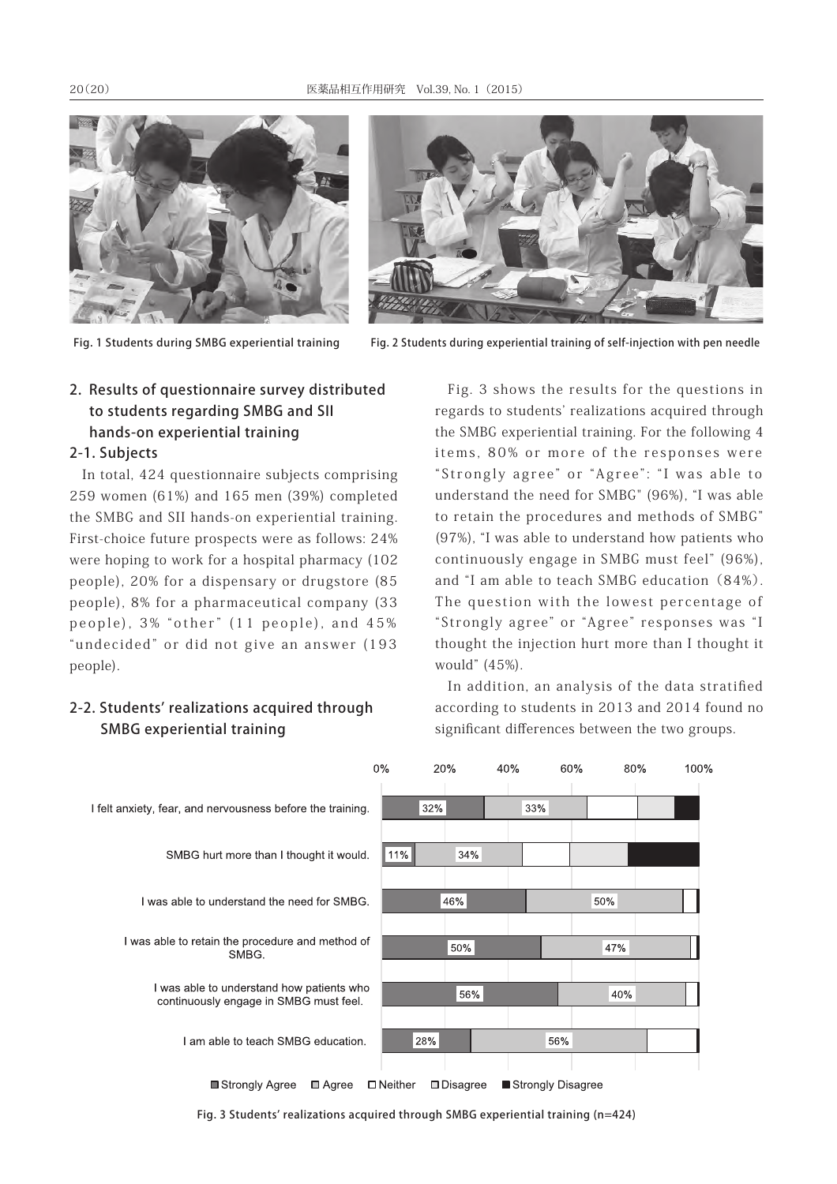Fig. 1 Students during SMBG experiential training

Fig. 2 Students during experiential training of self-injection with pen needle

## 2. Results of questionnaire survey distributed to students regarding SMBG and SII hands-on experiential training

### 2-1. Subjects

In total, 424 questionnaire subjects comprising 259 women (61%) and 165 men (39%) completed the SMBG and SII hands-on experiential training. First-choice future prospects were as follows: 24% were hoping to work for a hospital pharmacy (102 people), 20% for a dispensary or drugstore (85 people), 8% for a pharmaceutical company (33 people), 3% "other" (11 people), and 45% "undecided" or did not give an answer (193 people).

### 2-2. Students' realizations acquired through SMBG experiential training

Fig. 3 shows the results for the questions in regards to students' realizations acquired through the SMBG experiential training. For the following 4 items, 80% or more of the responses were "Strongly agree" or "Agree": "I was able to understand the need for SMBG" (96%), "I was able to retain the procedures and methods of SMBG" (97%), "I was able to understand how patients who continuously engage in SMBG must feel" (96%), and "I am able to teach SMBG education (84%). The question with the lowest percentage of "Strongly agree" or "Agree" responses was "I thought the injection hurt more than I thought it would" (45%).

In addition, an analysis of the data stratified according to students in 2013 and 2014 found no significant differences between the two groups.

| Item | Strongly Agree | Agree |
|---|---|---|
| I felt anxiety, fear, and nervousness before the training. | 32% | 33% |
| SMBG hurt more than I thought it would. | 11% | 34% |
| I was able to understand the need for SMBG. | 46% | 50% |
| I was able to retain the procedure and method of SMBG. | 50% | 47% |
| I was able to understand how patients who continuously engage in SMBG must feel. | 56% | 40% |
| I am able to teach SMBG education. | 28% | 56% |

Legend: Strongly Agree, Agree, Neither, Disagree, Strongly Disagree

Fig. 3 Students' realizations acquired through SMBG experiential training (n=424)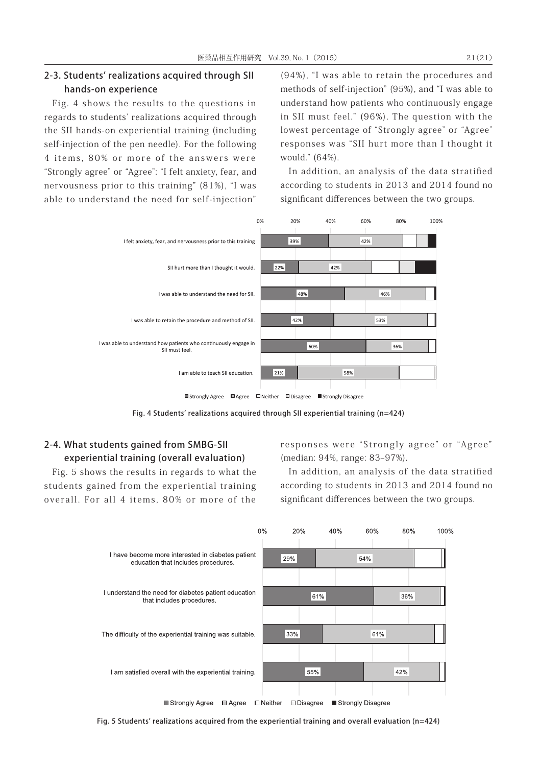## 2-3. Students' realizations acquired through SII hands-on experience

Fig. 4 shows the results to the questions in regards to students' realizations acquired through the SII hands-on experiential training (including self-injection of the pen needle). For the following 4 items, 80% or more of the answers were "Strongly agree" or "Agree": "I felt anxiety, fear, and nervousness prior to this training" (81%), "I was able to understand the need for self-injection" (94%), "I was able to retain the procedures and methods of self-injection" (95%), and "I was able to understand how patients who continuously engage in SII must feel." (96%). The question with the lowest percentage of "Strongly agree" or "Agree" responses was "SII hurt more than I thought it would." (64%).

In addition, an analysis of the data stratified according to students in 2013 and 2014 found no significant differences between the two groups.

Fig. 4 Students' realizations acquired through SII experiential training (n=424)

## 2-4. What students gained from SMBG-SII experiential training (overall evaluation)

Fig. 5 shows the results in regards to what the students gained from the experiential training overall. For all 4 items, 80% or more of the responses were "Strongly agree" or "Agree" (median: 94%, range: 83–97%).

In addition, an analysis of the data stratified according to students in 2013 and 2014 found no significant differences between the two groups.

Fig. 5 Students' realizations acquired from the experiential training and overall evaluation (n=424)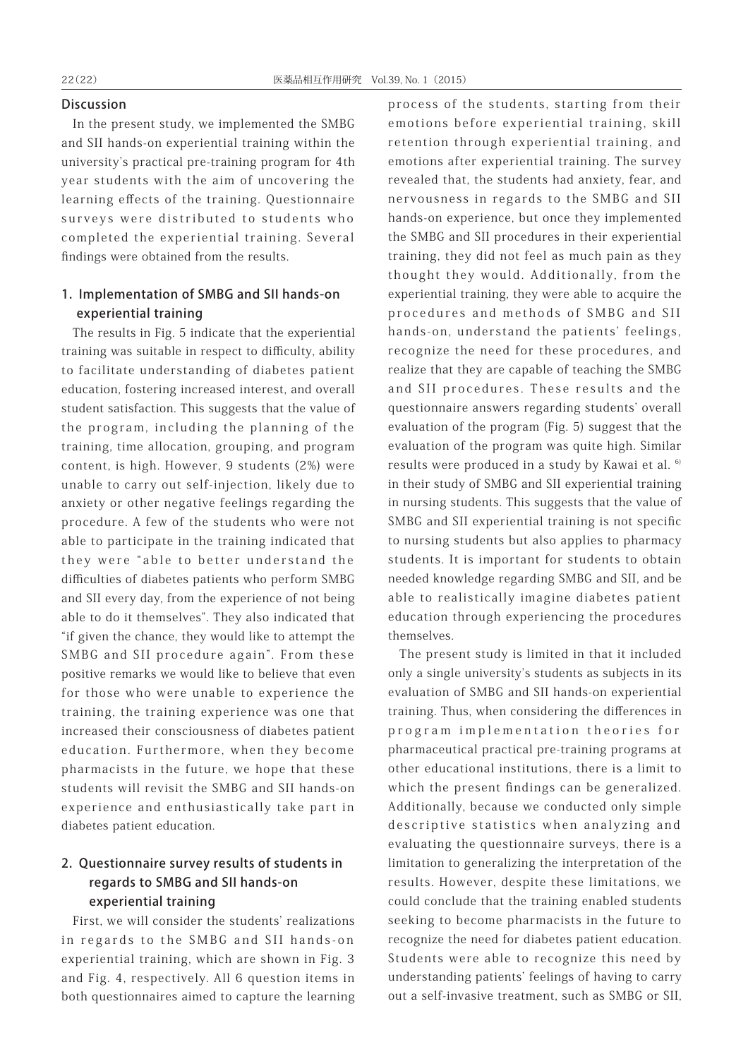## Discussion

In the present study, we implemented the SMBG and SII hands-on experiential training within the university's practical pre-training program for 4th year students with the aim of uncovering the learning effects of the training. Questionnaire surveys were distributed to students who completed the experiential training. Several findings were obtained from the results.

### 1. Implementation of SMBG and SII hands-on experiential training

The results in Fig. 5 indicate that the experiential training was suitable in respect to difficulty, ability to facilitate understanding of diabetes patient education, fostering increased interest, and overall student satisfaction. This suggests that the value of the program, including the planning of the training, time allocation, grouping, and program content, is high. However, 9 students (2%) were unable to carry out self-injection, likely due to anxiety or other negative feelings regarding the procedure. A few of the students who were not able to participate in the training indicated that they were "able to better understand the difficulties of diabetes patients who perform SMBG and SII every day, from the experience of not being able to do it themselves". They also indicated that "if given the chance, they would like to attempt the SMBG and SII procedure again". From these positive remarks we would like to believe that even for those who were unable to experience the training, the training experience was one that increased their consciousness of diabetes patient education. Furthermore, when they become pharmacists in the future, we hope that these students will revisit the SMBG and SII hands-on experience and enthusiastically take part in diabetes patient education.

### 2. Questionnaire survey results of students in regards to SMBG and SII hands-on experiential training

First, we will consider the students' realizations in regards to the SMBG and SII hands-on experiential training, which are shown in Fig. 3 and Fig. 4, respectively. All 6 question items in both questionnaires aimed to capture the learning process of the students, starting from their emotions before experiential training, skill retention through experiential training, and emotions after experiential training. The survey revealed that, the students had anxiety, fear, and nervousness in regards to the SMBG and SII hands-on experience, but once they implemented the SMBG and SII procedures in their experiential training, they did not feel as much pain as they thought they would. Additionally, from the experiential training, they were able to acquire the procedures and methods of SMBG and SII hands-on, understand the patients' feelings, recognize the need for these procedures, and realize that they are capable of teaching the SMBG and SII procedures. These results and the questionnaire answers regarding students' overall evaluation of the program (Fig. 5) suggest that the evaluation of the program was quite high. Similar results were produced in a study by Kawai et al. [6] in their study of SMBG and SII experiential training in nursing students. This suggests that the value of SMBG and SII experiential training is not specific to nursing students but also applies to pharmacy students. It is important for students to obtain needed knowledge regarding SMBG and SII, and be able to realistically imagine diabetes patient education through experiencing the procedures themselves.

The present study is limited in that it included only a single university's students as subjects in its evaluation of SMBG and SII hands-on experiential training. Thus, when considering the differences in program implementation theories for pharmaceutical practical pre-training programs at other educational institutions, there is a limit to which the present findings can be generalized. Additionally, because we conducted only simple descriptive statistics when analyzing and evaluating the questionnaire surveys, there is a limitation to generalizing the interpretation of the results. However, despite these limitations, we could conclude that the training enabled students seeking to become pharmacists in the future to recognize the need for diabetes patient education. Students were able to recognize this need by understanding patients' feelings of having to carry out a self-invasive treatment, such as SMBG or SII,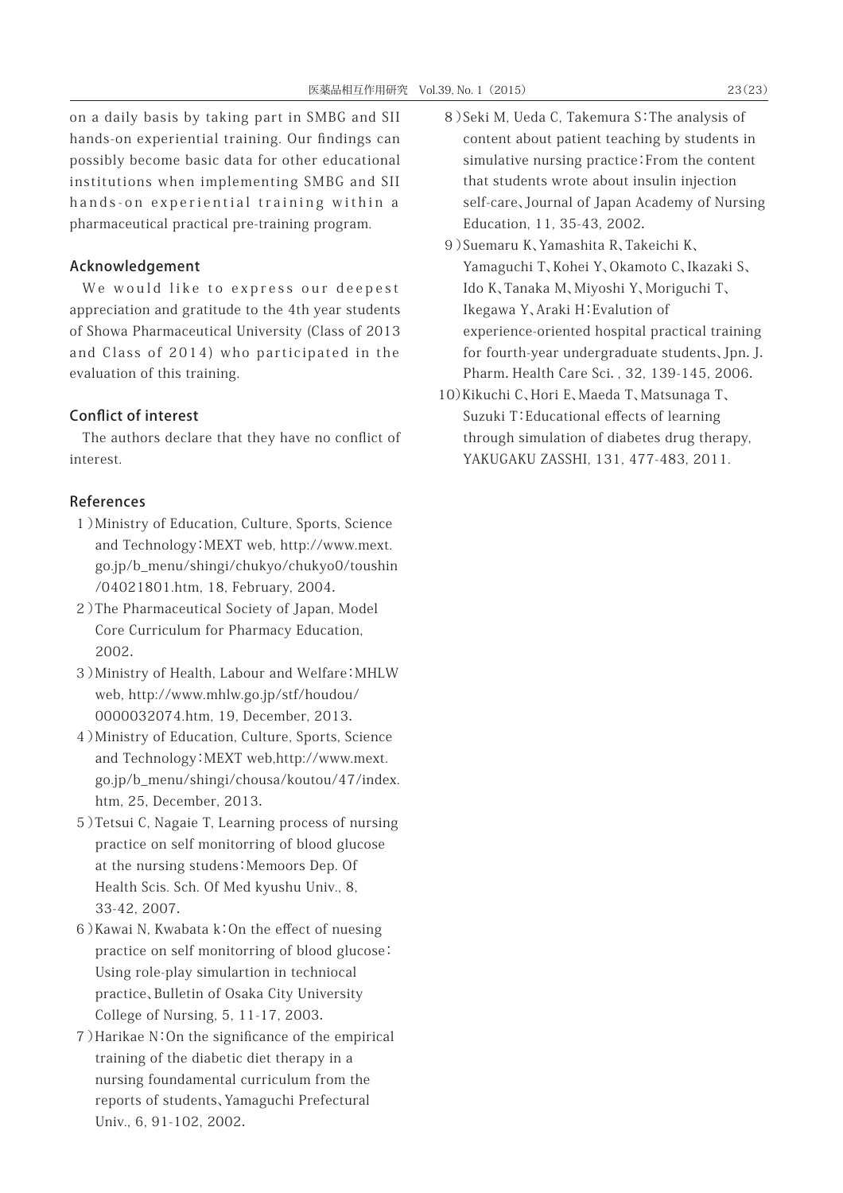on a daily basis by taking part in SMBG and SII hands-on experiential training. Our findings can possibly become basic data for other educational institutions when implementing SMBG and SII hands-on experiential training within a pharmaceutical practical pre-training program.

## Acknowledgement

We would like to express our deepest appreciation and gratitude to the 4th year students of Showa Pharmaceutical University (Class of 2013 and Class of 2014) who participated in the evaluation of this training.

## Conflict of interest

The authors declare that they have no conflict of interest.

## References

1) Ministry of Education, Culture, Sports, Science and Technology：MEXT web, http://www.mext.go.jp/b_menu/shingi/chukyo/chukyo0/toushin/04021801.htm, 18, February, 2004.

2) The Pharmaceutical Society of Japan, Model Core Curriculum for Pharmacy Education, 2002.

3) Ministry of Health, Labour and Welfare：MHLW web, http://www.mhlw.go.jp/stf/houdou/0000032074.htm, 19, December, 2013.

4) Ministry of Education, Culture, Sports, Science and Technology：MEXT web,http://www.mext.go.jp/b_menu/shingi/chousa/koutou/47/index.htm, 25, December, 2013.

5) Tetsui C, Nagaie T, Learning process of nursing practice on self monitorring of blood glucose at the nursing studens：Memoors Dep. Of Health Scis. Sch. Of Med kyushu Univ., 8, 33-42, 2007.

6) Kawai N, Kwabata k：On the effect of nuesing practice on self monitorring of blood glucose：Using role-play simulartion in techniocal practice、Bulletin of Osaka City University College of Nursing, 5, 11-17, 2003.

7) Harikae N：On the significance of the empirical training of the diabetic diet therapy in a nursing foundamental curriculum from the reports of students、Yamaguchi Prefectural Univ., 6, 91-102, 2002.

8) Seki M, Ueda C, Takemura S：The analysis of content about patient teaching by students in simulative nursing practice：From the content that students wrote about insulin injection self-care、Journal of Japan Academy of Nursing Education, 11, 35-43, 2002.

9) Suemaru K、Yamashita R、Takeichi K、Yamaguchi T、Kohei Y、Okamoto C、Ikazaki S、Ido K、Tanaka M、Miyoshi Y、Moriguchi T、Ikegawa Y、Araki H：Evalution of experience-oriented hospital practical training for fourth-year undergraduate students、Jpn. J. Pharm. Health Care Sci. , 32, 139-145, 2006.

10) Kikuchi C、Hori E、Maeda T、Matsunaga T、Suzuki T：Educational effects of learning through simulation of diabetes drug therapy, YAKUGAKU ZASSHI, 131, 477-483, 2011.